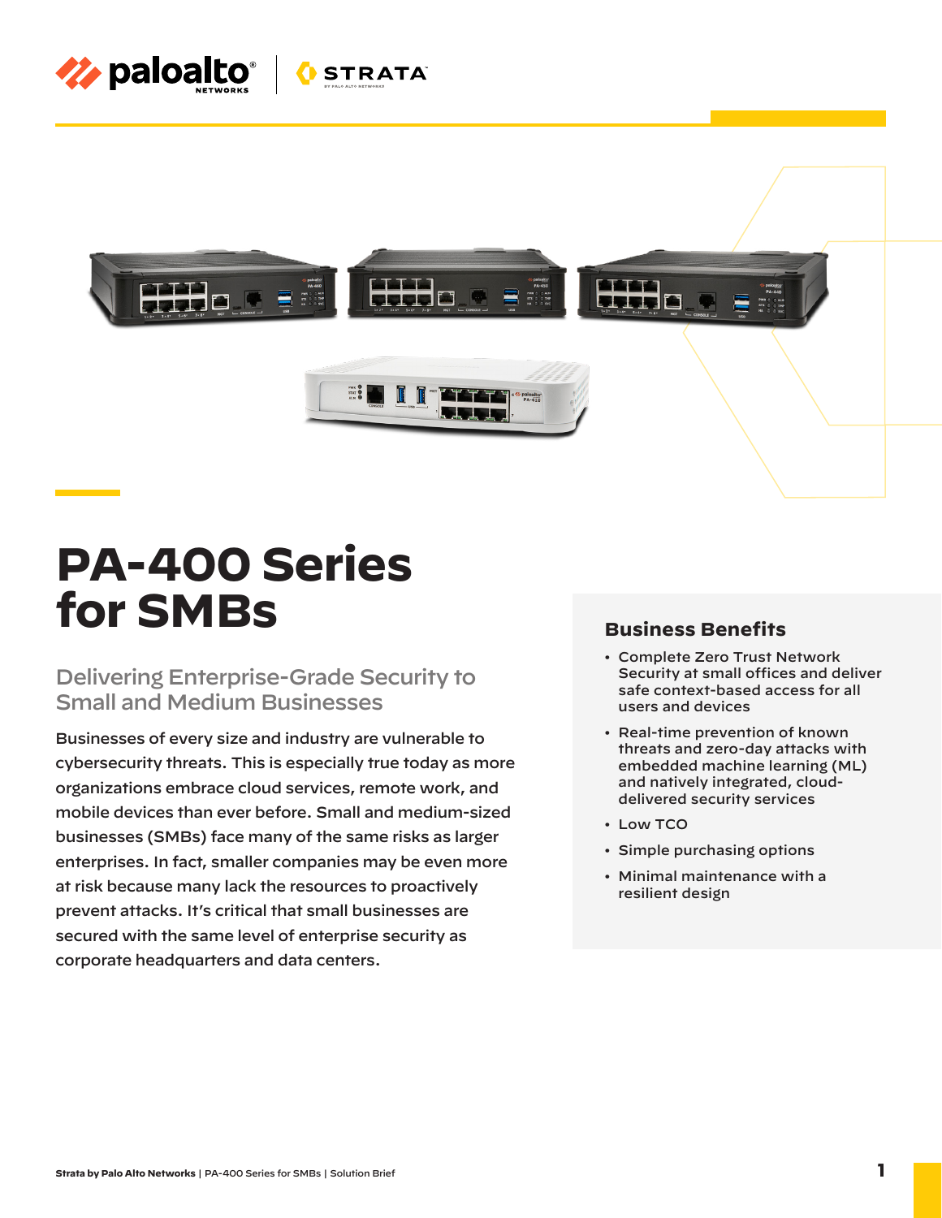# PA-400 Series for SMBs

## Delivering Enterprise-Grade Security to Small and Medium Businesses

Businesses of every size and industry are vulnerable to cybersecurity threats. This is especially true today as more organizations embrace cloud services, remote work, and mobile devices than ever before. Small and medium-sized businesses (SMBs) face many of the same risks as larger enterprises. In fact, smaller companies may be even more at risk because many lack the resources to proactively prevent attacks. It's critical that small businesses are secured with the same level of enterprise security as corporate headquarters and data centers.

## Business Benefits

- Complete Zero Trust Network Security at small offices and deliver safe context-based access for all users and devices
- Real-time prevention of known threats and zero-day attacks with embedded machine learning (ML) and natively integrated, cloud-delivered security services
- Low TCO
- Simple purchasing options
- Minimal maintenance with a resilient design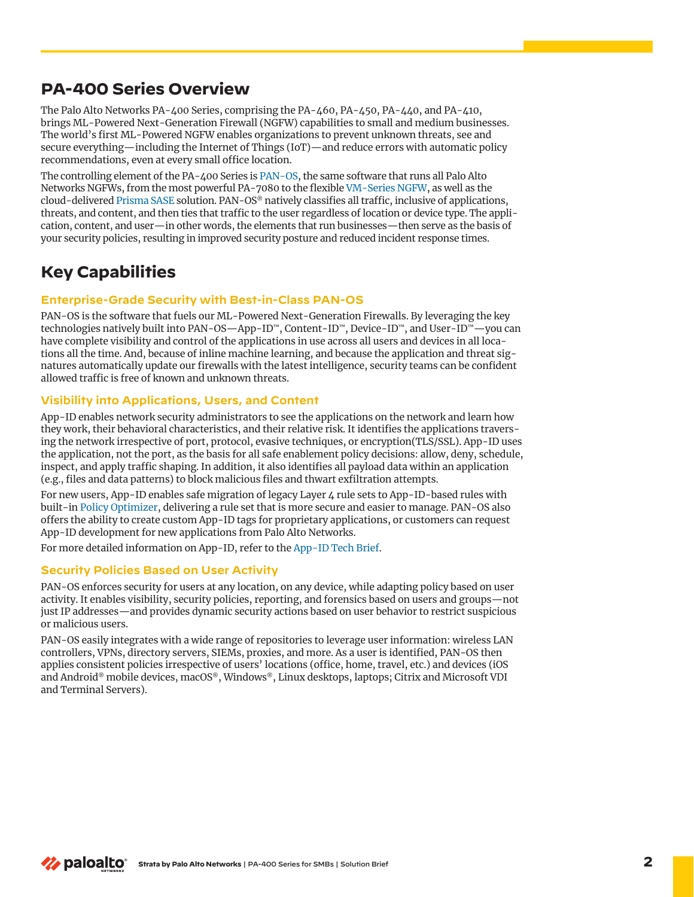## PA-400 Series Overview

The Palo Alto Networks PA-400 Series, comprising the PA-460, PA-450, PA-440, and PA-410, brings ML-Powered Next-Generation Firewall (NGFW) capabilities to small and medium businesses. The world's first ML-Powered NGFW enables organizations to prevent unknown threats, see and secure everything—including the Internet of Things (IoT)—and reduce errors with automatic policy recommendations, even at every small office location.

The controlling element of the PA-400 Series is PAN-OS, the same software that runs all Palo Alto Networks NGFWs, from the most powerful PA-7080 to the flexible VM-Series NGFW, as well as the cloud-delivered Prisma SASE solution. PAN-OS® natively classifies all traffic, inclusive of applications, threats, and content, and then ties that traffic to the user regardless of location or device type. The application, content, and user—in other words, the elements that run businesses—then serve as the basis of your security policies, resulting in improved security posture and reduced incident response times.

## Key Capabilities

### Enterprise-Grade Security with Best-in-Class PAN-OS

PAN-OS is the software that fuels our ML-Powered Next-Generation Firewalls. By leveraging the key technologies natively built into PAN-OS—App-ID™, Content-ID™, Device-ID™, and User-ID™—you can have complete visibility and control of the applications in use across all users and devices in all locations all the time. And, because of inline machine learning, and because the application and threat signatures automatically update our firewalls with the latest intelligence, security teams can be confident allowed traffic is free of known and unknown threats.

### Visibility into Applications, Users, and Content

App-ID enables network security administrators to see the applications on the network and learn how they work, their behavioral characteristics, and their relative risk. It identifies the applications traversing the network irrespective of port, protocol, evasive techniques, or encryption(TLS/SSL). App-ID uses the application, not the port, as the basis for all safe enablement policy decisions: allow, deny, schedule, inspect, and apply traffic shaping. In addition, it also identifies all payload data within an application (e.g., files and data patterns) to block malicious files and thwart exfiltration attempts.

For new users, App-ID enables safe migration of legacy Layer 4 rule sets to App-ID-based rules with built-in Policy Optimizer, delivering a rule set that is more secure and easier to manage. PAN-OS also offers the ability to create custom App-ID tags for proprietary applications, or customers can request App-ID development for new applications from Palo Alto Networks.

For more detailed information on App-ID, refer to the App-ID Tech Brief.

### Security Policies Based on User Activity

PAN-OS enforces security for users at any location, on any device, while adapting policy based on user activity. It enables visibility, security policies, reporting, and forensics based on users and groups—not just IP addresses—and provides dynamic security actions based on user behavior to restrict suspicious or malicious users.

PAN-OS easily integrates with a wide range of repositories to leverage user information: wireless LAN controllers, VPNs, directory servers, SIEMs, proxies, and more. As a user is identified, PAN-OS then applies consistent policies irrespective of users' locations (office, home, travel, etc.) and devices (iOS and Android® mobile devices, macOS®, Windows®, Linux desktops, laptops; Citrix and Microsoft VDI and Terminal Servers).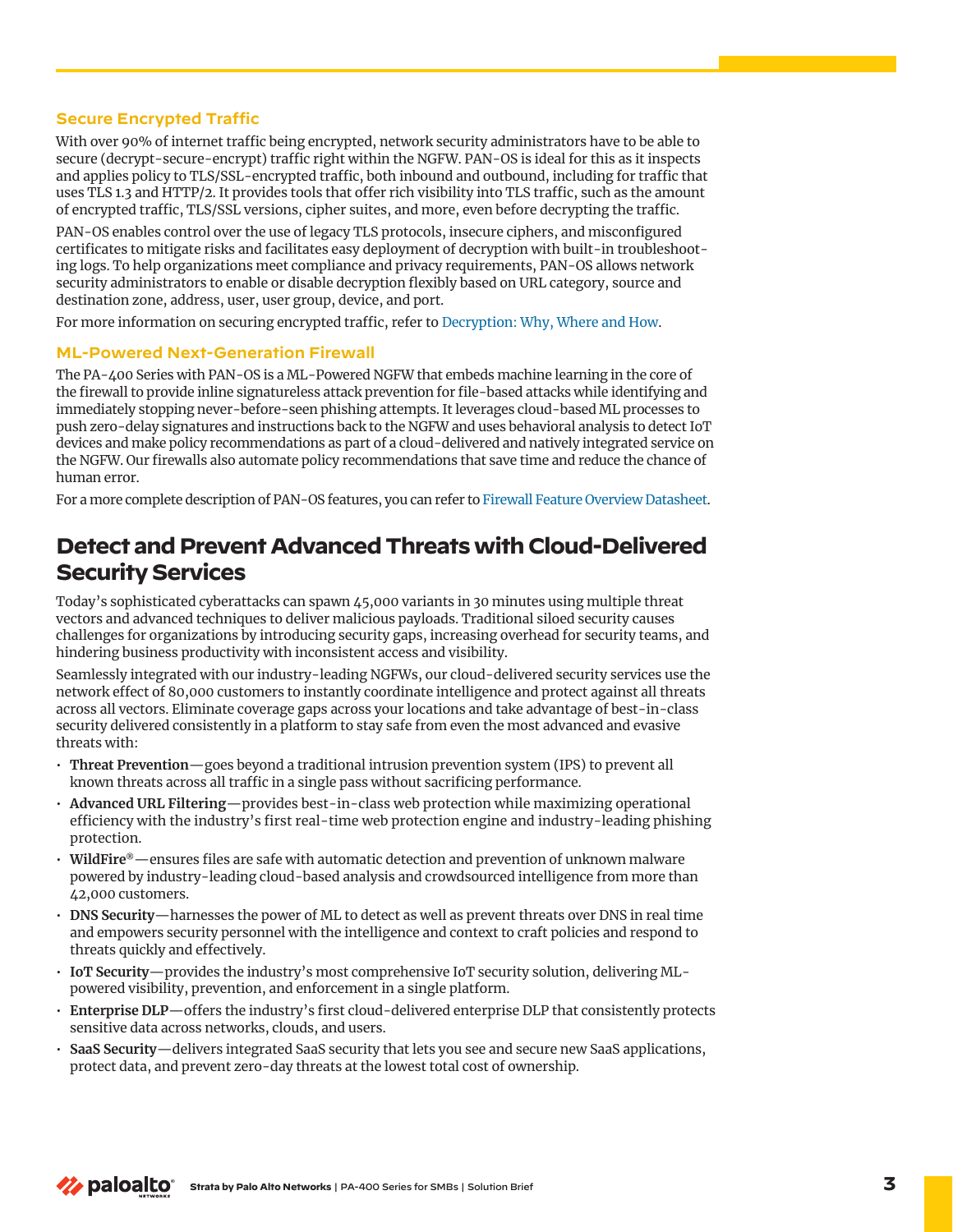### Secure Encrypted Traffic

With over 90% of internet traffic being encrypted, network security administrators have to be able to secure (decrypt-secure-encrypt) traffic right within the NGFW. PAN-OS is ideal for this as it inspects and applies policy to TLS/SSL-encrypted traffic, both inbound and outbound, including for traffic that uses TLS 1.3 and HTTP/2. It provides tools that offer rich visibility into TLS traffic, such as the amount of encrypted traffic, TLS/SSL versions, cipher suites, and more, even before decrypting the traffic.

PAN-OS enables control over the use of legacy TLS protocols, insecure ciphers, and misconfigured certificates to mitigate risks and facilitates easy deployment of decryption with built-in troubleshooting logs. To help organizations meet compliance and privacy requirements, PAN-OS allows network security administrators to enable or disable decryption flexibly based on URL category, source and destination zone, address, user, user group, device, and port.

For more information on securing encrypted traffic, refer to Decryption: Why, Where and How.

### ML-Powered Next-Generation Firewall

The PA-400 Series with PAN-OS is a ML-Powered NGFW that embeds machine learning in the core of the firewall to provide inline signatureless attack prevention for file-based attacks while identifying and immediately stopping never-before-seen phishing attempts. It leverages cloud-based ML processes to push zero-delay signatures and instructions back to the NGFW and uses behavioral analysis to detect IoT devices and make policy recommendations as part of a cloud-delivered and natively integrated service on the NGFW. Our firewalls also automate policy recommendations that save time and reduce the chance of human error.

For a more complete description of PAN-OS features, you can refer to Firewall Feature Overview Datasheet.

## Detect and Prevent Advanced Threats with Cloud-Delivered Security Services

Today's sophisticated cyberattacks can spawn 45,000 variants in 30 minutes using multiple threat vectors and advanced techniques to deliver malicious payloads. Traditional siloed security causes challenges for organizations by introducing security gaps, increasing overhead for security teams, and hindering business productivity with inconsistent access and visibility.

Seamlessly integrated with our industry-leading NGFWs, our cloud-delivered security services use the network effect of 80,000 customers to instantly coordinate intelligence and protect against all threats across all vectors. Eliminate coverage gaps across your locations and take advantage of best-in-class security delivered consistently in a platform to stay safe from even the most advanced and evasive threats with:

- **Threat Prevention**—goes beyond a traditional intrusion prevention system (IPS) to prevent all known threats across all traffic in a single pass without sacrificing performance.
- **Advanced URL Filtering**—provides best-in-class web protection while maximizing operational efficiency with the industry's first real-time web protection engine and industry-leading phishing protection.
- **WildFire®**—ensures files are safe with automatic detection and prevention of unknown malware powered by industry-leading cloud-based analysis and crowdsourced intelligence from more than 42,000 customers.
- **DNS Security**—harnesses the power of ML to detect as well as prevent threats over DNS in real time and empowers security personnel with the intelligence and context to craft policies and respond to threats quickly and effectively.
- **IoT Security**—provides the industry's most comprehensive IoT security solution, delivering ML-powered visibility, prevention, and enforcement in a single platform.
- **Enterprise DLP**—offers the industry's first cloud-delivered enterprise DLP that consistently protects sensitive data across networks, clouds, and users.
- **SaaS Security**—delivers integrated SaaS security that lets you see and secure new SaaS applications, protect data, and prevent zero-day threats at the lowest total cost of ownership.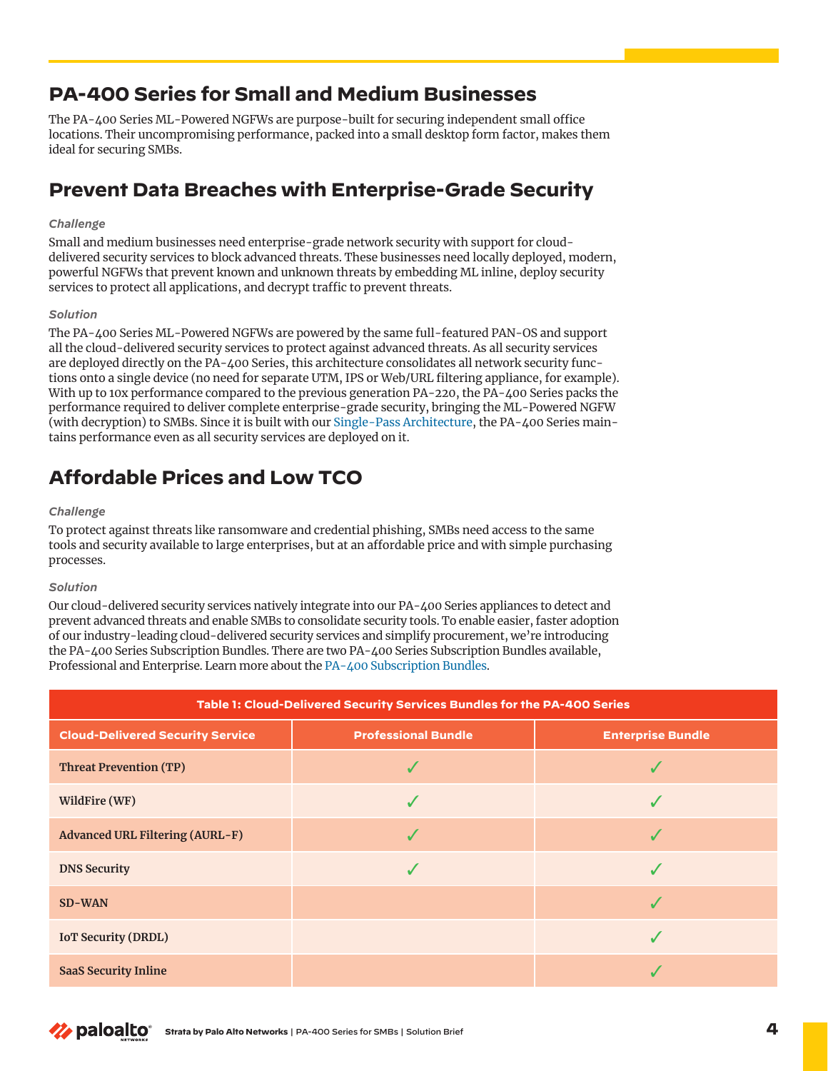## PA-400 Series for Small and Medium Businesses

The PA-400 Series ML-Powered NGFWs are purpose-built for securing independent small office locations. Their uncompromising performance, packed into a small desktop form factor, makes them ideal for securing SMBs.

## Prevent Data Breaches with Enterprise-Grade Security

*Challenge*

Small and medium businesses need enterprise-grade network security with support for cloud-delivered security services to block advanced threats. These businesses need locally deployed, modern, powerful NGFWs that prevent known and unknown threats by embedding ML inline, deploy security services to protect all applications, and decrypt traffic to prevent threats.

*Solution*

The PA-400 Series ML-Powered NGFWs are powered by the same full-featured PAN-OS and support all the cloud-delivered security services to protect against advanced threats. As all security services are deployed directly on the PA-400 Series, this architecture consolidates all network security functions onto a single device (no need for separate UTM, IPS or Web/URL filtering appliance, for example). With up to 10x performance compared to the previous generation PA-220, the PA-400 Series packs the performance required to deliver complete enterprise-grade security, bringing the ML-Powered NGFW (with decryption) to SMBs. Since it is built with our Single-Pass Architecture, the PA-400 Series maintains performance even as all security services are deployed on it.

## Affordable Prices and Low TCO

*Challenge*

To protect against threats like ransomware and credential phishing, SMBs need access to the same tools and security available to large enterprises, but at an affordable price and with simple purchasing processes.

*Solution*

Our cloud-delivered security services natively integrate into our PA-400 Series appliances to detect and prevent advanced threats and enable SMBs to consolidate security tools. To enable easier, faster adoption of our industry-leading cloud-delivered security services and simplify procurement, we're introducing the PA-400 Series Subscription Bundles. There are two PA-400 Series Subscription Bundles available, Professional and Enterprise. Learn more about the PA-400 Subscription Bundles.

**Table 1: Cloud-Delivered Security Services Bundles for the PA-400 Series**

| Cloud-Delivered Security Service | Professional Bundle | Enterprise Bundle |
|---|---|---|
| Threat Prevention (TP) | ✓ | ✓ |
| WildFire (WF) | ✓ | ✓ |
| Advanced URL Filtering (AURL-F) | ✓ | ✓ |
| DNS Security | ✓ | ✓ |
| SD-WAN | | ✓ |
| IoT Security (DRDL) | | ✓ |
| SaaS Security Inline | | ✓ |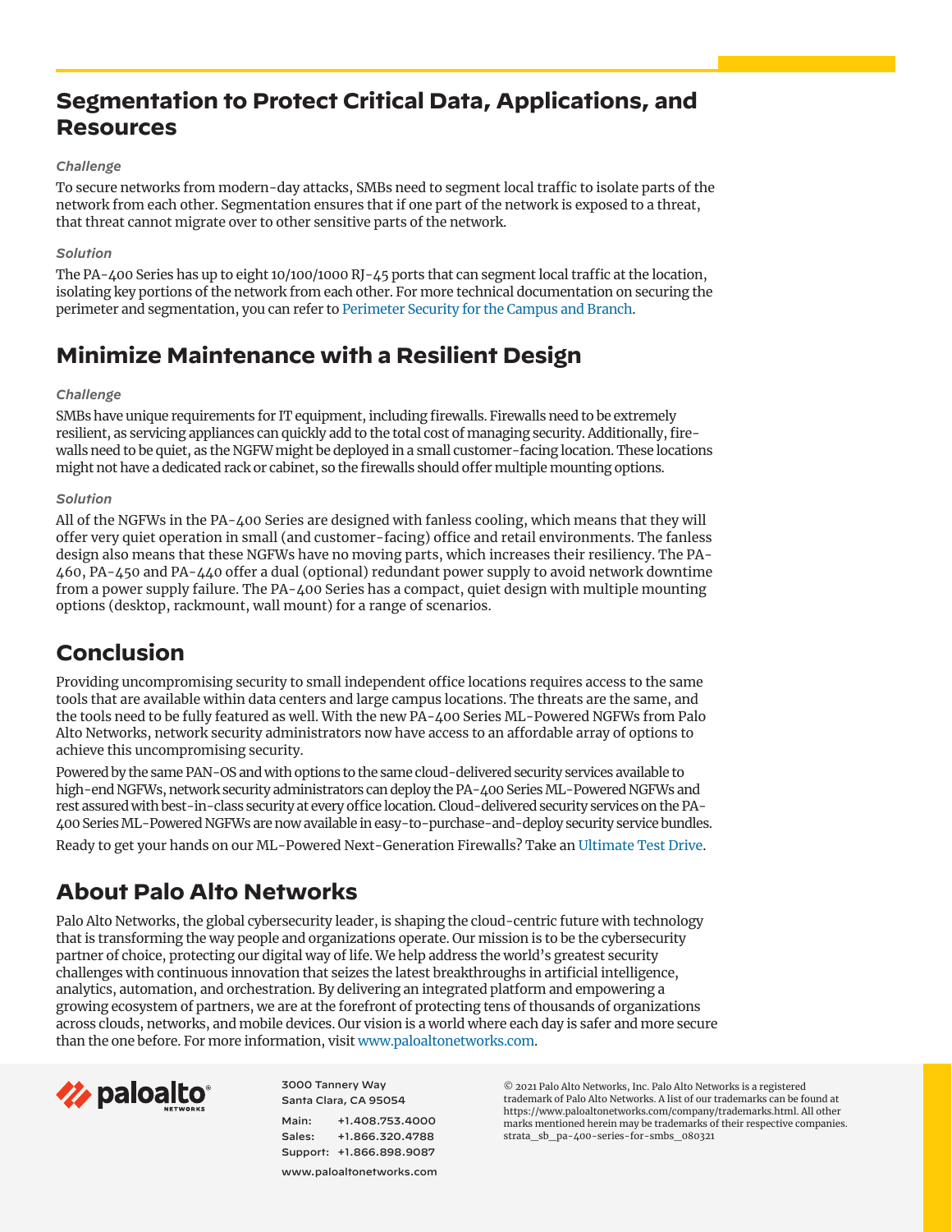## Segmentation to Protect Critical Data, Applications, and Resources

*Challenge*

To secure networks from modern-day attacks, SMBs need to segment local traffic to isolate parts of the network from each other. Segmentation ensures that if one part of the network is exposed to a threat, that threat cannot migrate over to other sensitive parts of the network.

*Solution*

The PA-400 Series has up to eight 10/100/1000 RJ-45 ports that can segment local traffic at the location, isolating key portions of the network from each other. For more technical documentation on securing the perimeter and segmentation, you can refer to Perimeter Security for the Campus and Branch.

## Minimize Maintenance with a Resilient Design

*Challenge*

SMBs have unique requirements for IT equipment, including firewalls. Firewalls need to be extremely resilient, as servicing appliances can quickly add to the total cost of managing security. Additionally, firewalls need to be quiet, as the NGFW might be deployed in a small customer-facing location. These locations might not have a dedicated rack or cabinet, so the firewalls should offer multiple mounting options.

*Solution*

All of the NGFWs in the PA-400 Series are designed with fanless cooling, which means that they will offer very quiet operation in small (and customer-facing) office and retail environments. The fanless design also means that these NGFWs have no moving parts, which increases their resiliency. The PA-460, PA-450 and PA-440 offer a dual (optional) redundant power supply to avoid network downtime from a power supply failure. The PA-400 Series has a compact, quiet design with multiple mounting options (desktop, rackmount, wall mount) for a range of scenarios.

## Conclusion

Providing uncompromising security to small independent office locations requires access to the same tools that are available within data centers and large campus locations. The threats are the same, and the tools need to be fully featured as well. With the new PA-400 Series ML-Powered NGFWs from Palo Alto Networks, network security administrators now have access to an affordable array of options to achieve this uncompromising security.

Powered by the same PAN-OS and with options to the same cloud-delivered security services available to high-end NGFWs, network security administrators can deploy the PA-400 Series ML-Powered NGFWs and rest assured with best-in-class security at every office location. Cloud-delivered security services on the PA-400 Series ML-Powered NGFWs are now available in easy-to-purchase-and-deploy security service bundles.

Ready to get your hands on our ML-Powered Next-Generation Firewalls? Take an Ultimate Test Drive.

## About Palo Alto Networks

Palo Alto Networks, the global cybersecurity leader, is shaping the cloud-centric future with technology that is transforming the way people and organizations operate. Our mission is to be the cybersecurity partner of choice, protecting our digital way of life. We help address the world's greatest security challenges with continuous innovation that seizes the latest breakthroughs in artificial intelligence, analytics, automation, and orchestration. By delivering an integrated platform and empowering a growing ecosystem of partners, we are at the forefront of protecting tens of thousands of organizations across clouds, networks, and mobile devices. Our vision is a world where each day is safer and more secure than the one before. For more information, visit www.paloaltonetworks.com.

3000 Tannery Way
Santa Clara, CA 95054

Main: +1.408.753.4000
Sales: +1.866.320.4788
Support: +1.866.898.9087

www.paloaltonetworks.com

© 2021 Palo Alto Networks, Inc. Palo Alto Networks is a registered trademark of Palo Alto Networks. A list of our trademarks can be found at https://www.paloaltonetworks.com/company/trademarks.html. All other marks mentioned herein may be trademarks of their respective companies. strata_sb_pa-400-series-for-smbs_080321